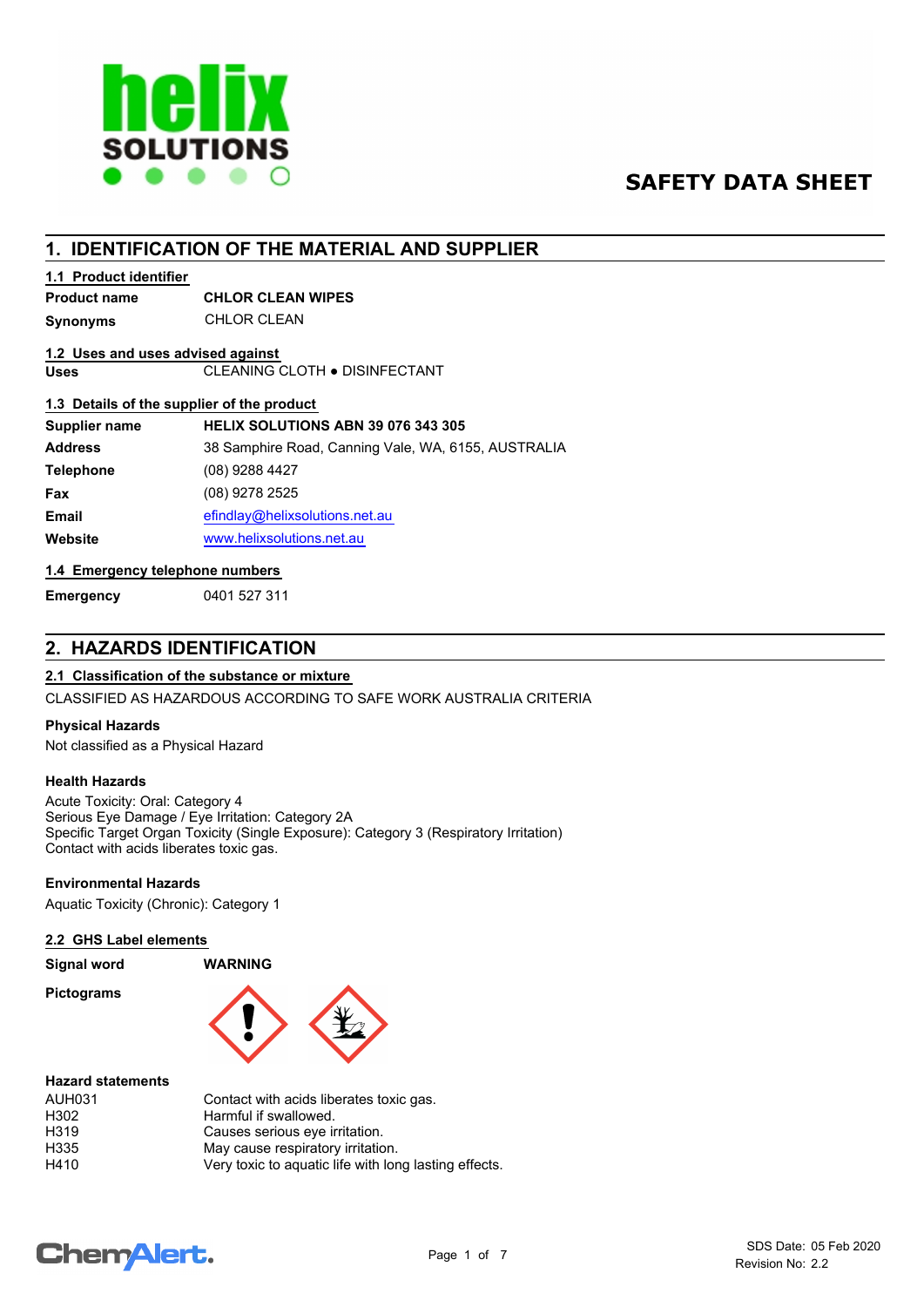# SAFETY DATA SHEET

## 1. IDENTIFICATION OF THE MATERIAL AND SUPPLIER

### 1.1 Product identifier

| | |
|---|---|
| **Product name** | **CHLOR CLEAN WIPES** |
| **Synonyms** | CHLOR CLEAN |

### 1.2 Uses and uses advised against

| | |
|---|---|
| **Uses** | CLEANING CLOTH ● DISINFECTANT |

### 1.3 Details of the supplier of the product

| | |
|---|---|
| **Supplier name** | **HELIX SOLUTIONS ABN 39 076 343 305** |
| **Address** | 38 Samphire Road, Canning Vale, WA, 6155, AUSTRALIA |
| **Telephone** | (08) 9288 4427 |
| **Fax** | (08) 9278 2525 |
| **Email** | efindlay@helixsolutions.net.au |
| **Website** | www.helixsolutions.net.au |

### 1.4 Emergency telephone numbers

| | |
|---|---|
| **Emergency** | 0401 527 311 |

## 2. HAZARDS IDENTIFICATION

### 2.1 Classification of the substance or mixture

CLASSIFIED AS HAZARDOUS ACCORDING TO SAFE WORK AUSTRALIA CRITERIA

**Physical Hazards**

Not classified as a Physical Hazard

**Health Hazards**

Acute Toxicity: Oral: Category 4
Serious Eye Damage / Eye Irritation: Category 2A
Specific Target Organ Toxicity (Single Exposure): Category 3 (Respiratory Irritation)
Contact with acids liberates toxic gas.

**Environmental Hazards**

Aquatic Toxicity (Chronic): Category 1

### 2.2 GHS Label elements

| | |
|---|---|
| **Signal word** | **WARNING** |
| **Pictograms** | |

**Hazard statements**

| | |
|---|---|
| AUH031 | Contact with acids liberates toxic gas. |
| H302 | Harmful if swallowed. |
| H319 | Causes serious eye irritation. |
| H335 | May cause respiratory irritation. |
| H410 | Very toxic to aquatic life with long lasting effects. |

SDS Date: 05 Feb 2020
Revision No: 2.2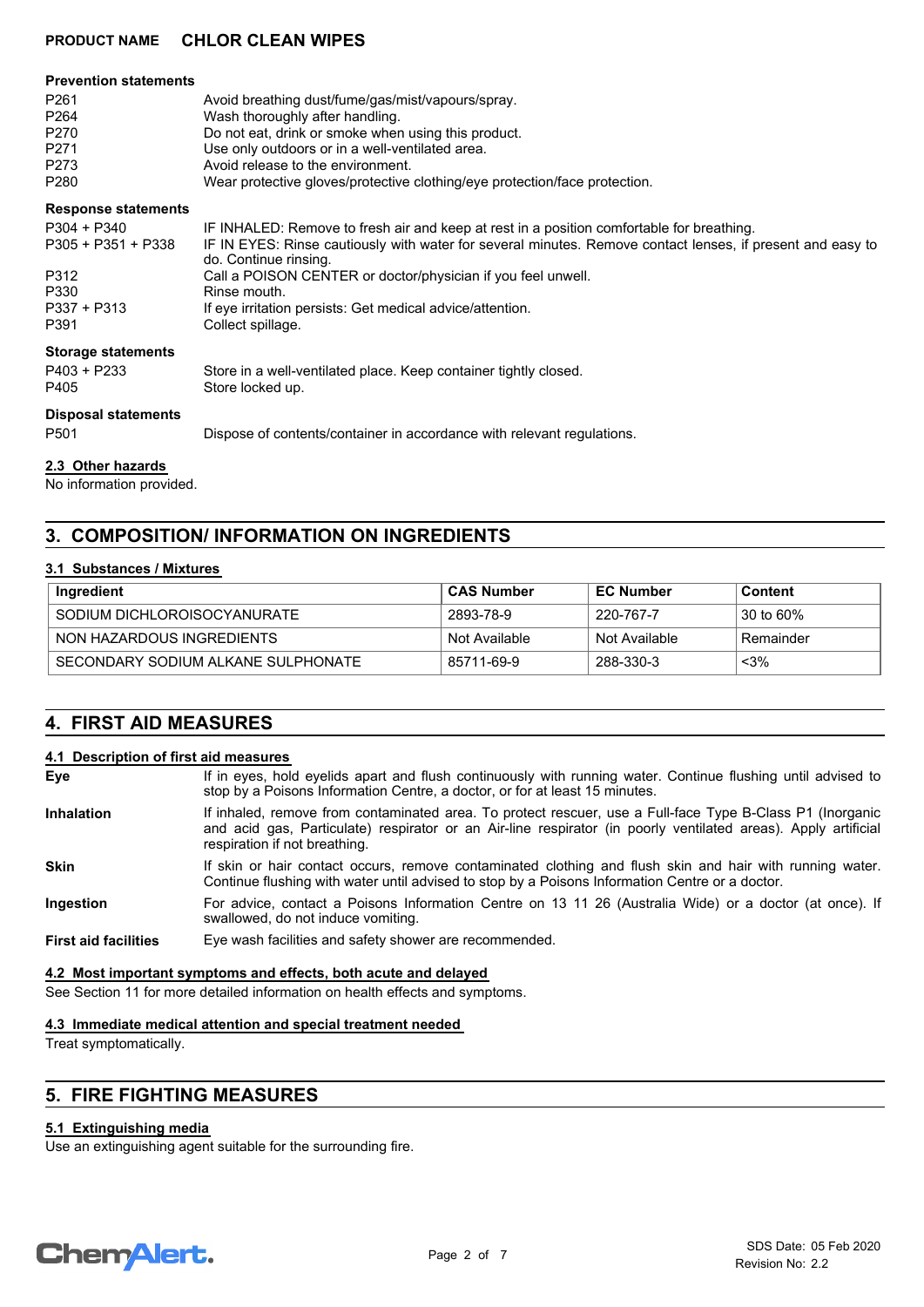### Prevention statements

| | |
|---|---|
| P261 | Avoid breathing dust/fume/gas/mist/vapours/spray. |
| P264 | Wash thoroughly after handling. |
| P270 | Do not eat, drink or smoke when using this product. |
| P271 | Use only outdoors or in a well-ventilated area. |
| P273 | Avoid release to the environment. |
| P280 | Wear protective gloves/protective clothing/eye protection/face protection. |

### Response statements

| | |
|---|---|
| P304 + P340 | IF INHALED: Remove to fresh air and keep at rest in a position comfortable for breathing. |
| P305 + P351 + P338 | IF IN EYES: Rinse cautiously with water for several minutes. Remove contact lenses, if present and easy to do. Continue rinsing. |
| P312 | Call a POISON CENTER or doctor/physician if you feel unwell. |
| P330 | Rinse mouth. |
| P337 + P313 | If eye irritation persists: Get medical advice/attention. |
| P391 | Collect spillage. |

### Storage statements

| | |
|---|---|
| P403 + P233 | Store in a well-ventilated place. Keep container tightly closed. |
| P405 | Store locked up. |

### Disposal statements

| | |
|---|---|
| P501 | Dispose of contents/container in accordance with relevant regulations. |

### 2.3 Other hazards

No information provided.

## 3. COMPOSITION/ INFORMATION ON INGREDIENTS

### 3.1 Substances / Mixtures

| Ingredient | CAS Number | EC Number | Content |
|---|---|---|---|
| SODIUM DICHLOROISOCYANURATE | 2893-78-9 | 220-767-7 | 30 to 60% |
| NON HAZARDOUS INGREDIENTS | Not Available | Not Available | Remainder |
| SECONDARY SODIUM ALKANE SULPHONATE | 85711-69-9 | 288-330-3 | <3% |

## 4. FIRST AID MEASURES

### 4.1 Description of first aid measures

**Eye** If in eyes, hold eyelids apart and flush continuously with running water. Continue flushing until advised to stop by a Poisons Information Centre, a doctor, or for at least 15 minutes.

**Inhalation** If inhaled, remove from contaminated area. To protect rescuer, use a Full-face Type B-Class P1 (Inorganic and acid gas, Particulate) respirator or an Air-line respirator (in poorly ventilated areas). Apply artificial respiration if not breathing.

**Skin** If skin or hair contact occurs, remove contaminated clothing and flush skin and hair with running water. Continue flushing with water until advised to stop by a Poisons Information Centre or a doctor.

**Ingestion** For advice, contact a Poisons Information Centre on 13 11 26 (Australia Wide) or a doctor (at once). If swallowed, do not induce vomiting.

**First aid facilities** Eye wash facilities and safety shower are recommended.

### 4.2 Most important symptoms and effects, both acute and delayed

See Section 11 for more detailed information on health effects and symptoms.

### 4.3 Immediate medical attention and special treatment needed

Treat symptomatically.

## 5. FIRE FIGHTING MEASURES

### 5.1 Extinguishing media

Use an extinguishing agent suitable for the surrounding fire.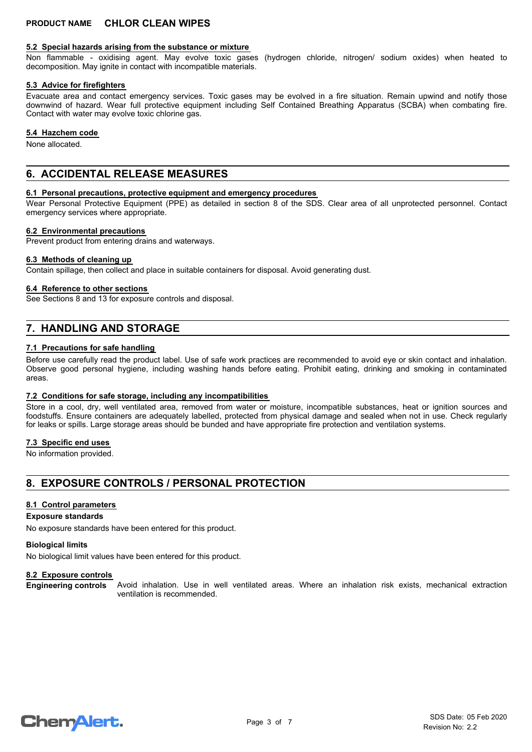#### 5.2 Special hazards arising from the substance or mixture

Non flammable - oxidising agent. May evolve toxic gases (hydrogen chloride, nitrogen/ sodium oxides) when heated to decomposition. May ignite in contact with incompatible materials.

#### 5.3 Advice for firefighters

Evacuate area and contact emergency services. Toxic gases may be evolved in a fire situation. Remain upwind and notify those downwind of hazard. Wear full protective equipment including Self Contained Breathing Apparatus (SCBA) when combating fire. Contact with water may evolve toxic chlorine gas.

#### 5.4 Hazchem code

None allocated.

## 6. ACCIDENTAL RELEASE MEASURES

#### 6.1 Personal precautions, protective equipment and emergency procedures

Wear Personal Protective Equipment (PPE) as detailed in section 8 of the SDS. Clear area of all unprotected personnel. Contact emergency services where appropriate.

#### 6.2 Environmental precautions

Prevent product from entering drains and waterways.

#### 6.3 Methods of cleaning up

Contain spillage, then collect and place in suitable containers for disposal. Avoid generating dust.

#### 6.4 Reference to other sections

See Sections 8 and 13 for exposure controls and disposal.

## 7. HANDLING AND STORAGE

#### 7.1 Precautions for safe handling

Before use carefully read the product label. Use of safe work practices are recommended to avoid eye or skin contact and inhalation. Observe good personal hygiene, including washing hands before eating. Prohibit eating, drinking and smoking in contaminated areas.

#### 7.2 Conditions for safe storage, including any incompatibilities

Store in a cool, dry, well ventilated area, removed from water or moisture, incompatible substances, heat or ignition sources and foodstuffs. Ensure containers are adequately labelled, protected from physical damage and sealed when not in use. Check regularly for leaks or spills. Large storage areas should be bunded and have appropriate fire protection and ventilation systems.

#### 7.3 Specific end uses

No information provided.

## 8. EXPOSURE CONTROLS / PERSONAL PROTECTION

#### 8.1 Control parameters

**Exposure standards**

No exposure standards have been entered for this product.

**Biological limits**

No biological limit values have been entered for this product.

#### 8.2 Exposure controls

**Engineering controls** Avoid inhalation. Use in well ventilated areas. Where an inhalation risk exists, mechanical extraction ventilation is recommended.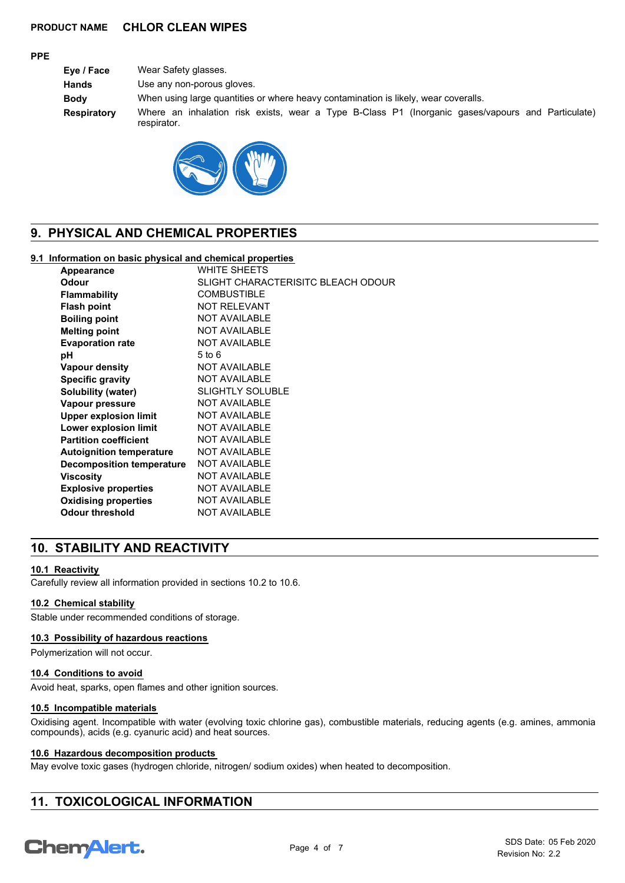**PRODUCT NAME** **CHLOR CLEAN WIPES**

**PPE**

| | |
|---|---|
| **Eye / Face** | Wear Safety glasses. |
| **Hands** | Use any non-porous gloves. |
| **Body** | When using large quantities or where heavy contamination is likely, wear coveralls. |
| **Respiratory** | Where an inhalation risk exists, wear a Type B-Class P1 (Inorganic gases/vapours and Particulate) respirator. |

## 9. PHYSICAL AND CHEMICAL PROPERTIES

### 9.1 Information on basic physical and chemical properties

| | |
|---|---|
| **Appearance** | WHITE SHEETS |
| **Odour** | SLIGHT CHARACTERISITC BLEACH ODOUR |
| **Flammability** | COMBUSTIBLE |
| **Flash point** | NOT RELEVANT |
| **Boiling point** | NOT AVAILABLE |
| **Melting point** | NOT AVAILABLE |
| **Evaporation rate** | NOT AVAILABLE |
| **pH** | 5 to 6 |
| **Vapour density** | NOT AVAILABLE |
| **Specific gravity** | NOT AVAILABLE |
| **Solubility (water)** | SLIGHTLY SOLUBLE |
| **Vapour pressure** | NOT AVAILABLE |
| **Upper explosion limit** | NOT AVAILABLE |
| **Lower explosion limit** | NOT AVAILABLE |
| **Partition coefficient** | NOT AVAILABLE |
| **Autoignition temperature** | NOT AVAILABLE |
| **Decomposition temperature** | NOT AVAILABLE |
| **Viscosity** | NOT AVAILABLE |
| **Explosive properties** | NOT AVAILABLE |
| **Oxidising properties** | NOT AVAILABLE |
| **Odour threshold** | NOT AVAILABLE |

## 10. STABILITY AND REACTIVITY

### 10.1 Reactivity

Carefully review all information provided in sections 10.2 to 10.6.

### 10.2 Chemical stability

Stable under recommended conditions of storage.

### 10.3 Possibility of hazardous reactions

Polymerization will not occur.

### 10.4 Conditions to avoid

Avoid heat, sparks, open flames and other ignition sources.

### 10.5 Incompatible materials

Oxidising agent. Incompatible with water (evolving toxic chlorine gas), combustible materials, reducing agents (e.g. amines, ammonia compounds), acids (e.g. cyanuric acid) and heat sources.

### 10.6 Hazardous decomposition products

May evolve toxic gases (hydrogen chloride, nitrogen/ sodium oxides) when heated to decomposition.

## 11. TOXICOLOGICAL INFORMATION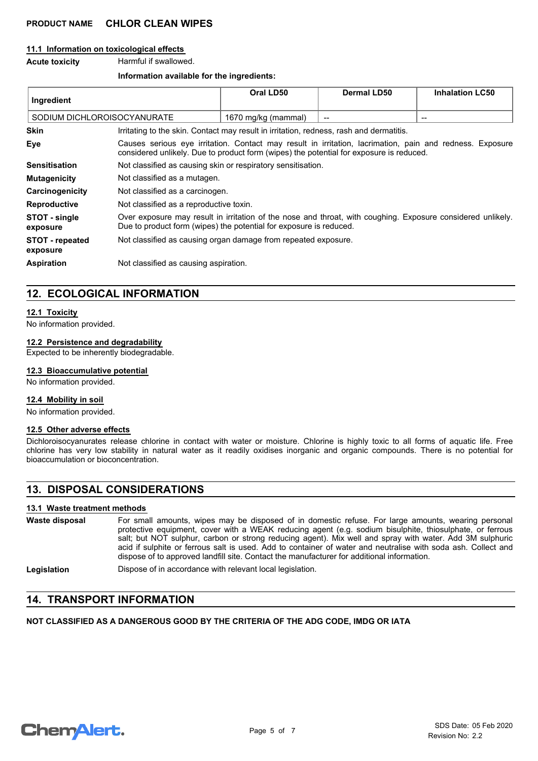### 11.1 Information on toxicological effects

**Acute toxicity** Harmful if swallowed.

**Information available for the ingredients:**

| Ingredient | Oral LD50 | Dermal LD50 | Inhalation LC50 |
|---|---|---|---|
| SODIUM DICHLOROISOCYANURATE | 1670 mg/kg (mammal) | -- | -- |

**Skin** Irritating to the skin. Contact may result in irritation, redness, rash and dermatitis.

**Eye** Causes serious eye irritation. Contact may result in irritation, lacrimation, pain and redness. Exposure considered unlikely. Due to product form (wipes) the potential for exposure is reduced.

**Sensitisation** Not classified as causing skin or respiratory sensitisation.

**Mutagenicity** Not classified as a mutagen.

**Carcinogenicity** Not classified as a carcinogen.

**Reproductive** Not classified as a reproductive toxin.

**STOT - single exposure** Over exposure may result in irritation of the nose and throat, with coughing. Exposure considered unlikely. Due to product form (wipes) the potential for exposure is reduced.

**STOT - repeated exposure** Not classified as causing organ damage from repeated exposure.

**Aspiration** Not classified as causing aspiration.

## 12. ECOLOGICAL INFORMATION

### 12.1 Toxicity

No information provided.

### 12.2 Persistence and degradability

Expected to be inherently biodegradable.

### 12.3 Bioaccumulative potential

No information provided.

### 12.4 Mobility in soil

No information provided.

### 12.5 Other adverse effects

Dichloroisocyanurates release chlorine in contact with water or moisture. Chlorine is highly toxic to all forms of aquatic life. Free chlorine has very low stability in natural water as it readily oxidises inorganic and organic compounds. There is no potential for bioaccumulation or bioconcentration.

## 13. DISPOSAL CONSIDERATIONS

### 13.1 Waste treatment methods

**Waste disposal** For small amounts, wipes may be disposed of in domestic refuse. For large amounts, wearing personal protective equipment, cover with a WEAK reducing agent (e.g. sodium bisulphite, thiosulphate, or ferrous salt; but NOT sulphur, carbon or strong reducing agent). Mix well and spray with water. Add 3M sulphuric acid if sulphite or ferrous salt is used. Add to container of water and neutralise with soda ash. Collect and dispose of to approved landfill site. Contact the manufacturer for additional information.

**Legislation** Dispose of in accordance with relevant local legislation.

## 14. TRANSPORT INFORMATION

**NOT CLASSIFIED AS A DANGEROUS GOOD BY THE CRITERIA OF THE ADG CODE, IMDG OR IATA**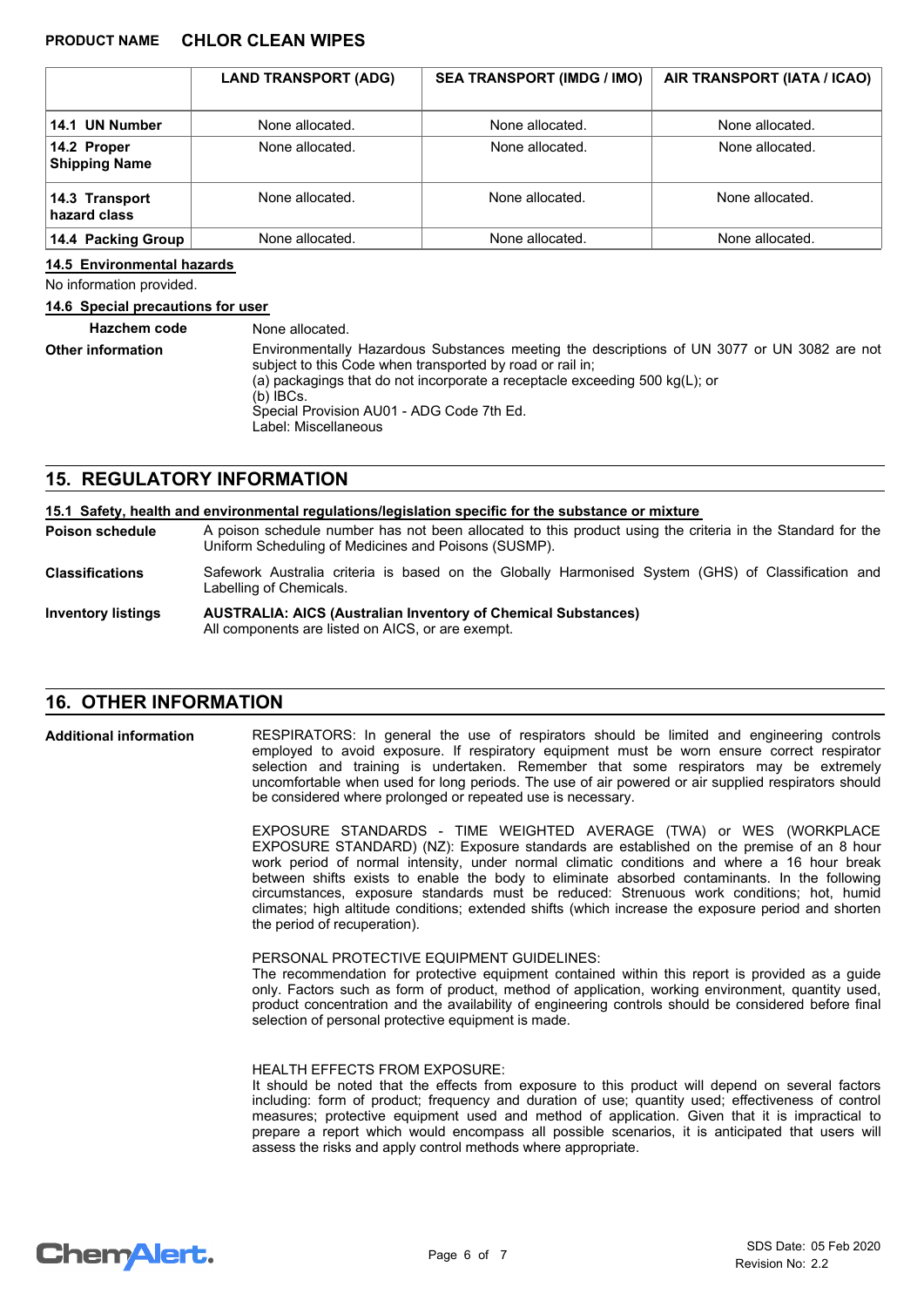| | LAND TRANSPORT (ADG) | SEA TRANSPORT (IMDG / IMO) | AIR TRANSPORT (IATA / ICAO) |
|---|---|---|---|
| **14.1 UN Number** | None allocated. | None allocated. | None allocated. |
| **14.2 Proper Shipping Name** | None allocated. | None allocated. | None allocated. |
| **14.3 Transport hazard class** | None allocated. | None allocated. | None allocated. |
| **14.4 Packing Group** | None allocated. | None allocated. | None allocated. |

### 14.5 Environmental hazards

No information provided.

### 14.6 Special precautions for user

**Hazchem code** None allocated.

**Other information** Environmentally Hazardous Substances meeting the descriptions of UN 3077 or UN 3082 are not subject to this Code when transported by road or rail in;
(a) packagings that do not incorporate a receptacle exceeding 500 kg(L); or
(b) IBCs.
Special Provision AU01 - ADG Code 7th Ed.
Label: Miscellaneous

## 15. REGULATORY INFORMATION

### 15.1 Safety, health and environmental regulations/legislation specific for the substance or mixture

**Poison schedule** A poison schedule number has not been allocated to this product using the criteria in the Standard for the Uniform Scheduling of Medicines and Poisons (SUSMP).

**Classifications** Safework Australia criteria is based on the Globally Harmonised System (GHS) of Classification and Labelling of Chemicals.

**Inventory listings** **AUSTRALIA: AICS (Australian Inventory of Chemical Substances)**
All components are listed on AICS, or are exempt.

## 16. OTHER INFORMATION

**Additional information** RESPIRATORS: In general the use of respirators should be limited and engineering controls employed to avoid exposure. If respiratory equipment must be worn ensure correct respirator selection and training is undertaken. Remember that some respirators may be extremely uncomfortable when used for long periods. The use of air powered or air supplied respirators should be considered where prolonged or repeated use is necessary.

EXPOSURE STANDARDS - TIME WEIGHTED AVERAGE (TWA) or WES (WORKPLACE EXPOSURE STANDARD) (NZ): Exposure standards are established on the premise of an 8 hour work period of normal intensity, under normal climatic conditions and where a 16 hour break between shifts exists to enable the body to eliminate absorbed contaminants. In the following circumstances, exposure standards must be reduced: Strenuous work conditions; hot, humid climates; high altitude conditions; extended shifts (which increase the exposure period and shorten the period of recuperation).

PERSONAL PROTECTIVE EQUIPMENT GUIDELINES:
The recommendation for protective equipment contained within this report is provided as a guide only. Factors such as form of product, method of application, working environment, quantity used, product concentration and the availability of engineering controls should be considered before final selection of personal protective equipment is made.

HEALTH EFFECTS FROM EXPOSURE:
It should be noted that the effects from exposure to this product will depend on several factors including: form of product; frequency and duration of use; quantity used; effectiveness of control measures; protective equipment used and method of application. Given that it is impractical to prepare a report which would encompass all possible scenarios, it is anticipated that users will assess the risks and apply control methods where appropriate.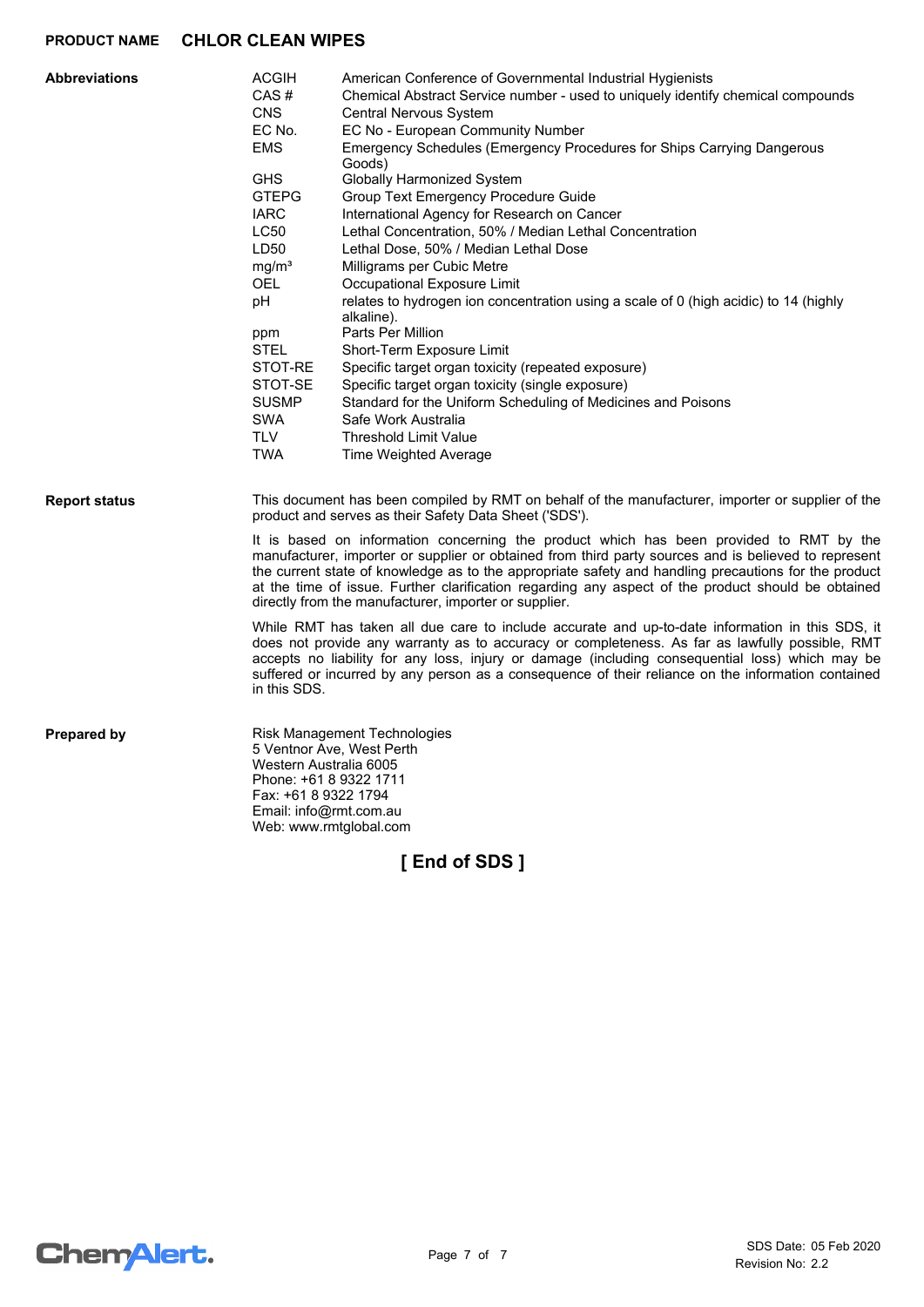**PRODUCT NAME** **CHLOR CLEAN WIPES**

**Abbreviations**

| | |
|---|---|
| ACGIH | American Conference of Governmental Industrial Hygienists |
| CAS # | Chemical Abstract Service number - used to uniquely identify chemical compounds |
| CNS | Central Nervous System |
| EC No. | EC No - European Community Number |
| EMS | Emergency Schedules (Emergency Procedures for Ships Carrying Dangerous Goods) |
| GHS | Globally Harmonized System |
| GTEPG | Group Text Emergency Procedure Guide |
| IARC | International Agency for Research on Cancer |
| LC50 | Lethal Concentration, 50% / Median Lethal Concentration |
| LD50 | Lethal Dose, 50% / Median Lethal Dose |
| $mg/m^3$ | Milligrams per Cubic Metre |
| OEL | Occupational Exposure Limit |
| pH | relates to hydrogen ion concentration using a scale of 0 (high acidic) to 14 (highly alkaline). |
| ppm | Parts Per Million |
| STEL | Short-Term Exposure Limit |
| STOT-RE | Specific target organ toxicity (repeated exposure) |
| STOT-SE | Specific target organ toxicity (single exposure) |
| SUSMP | Standard for the Uniform Scheduling of Medicines and Poisons |
| SWA | Safe Work Australia |
| TLV | Threshold Limit Value |
| TWA | Time Weighted Average |

**Report status**

This document has been compiled by RMT on behalf of the manufacturer, importer or supplier of the product and serves as their Safety Data Sheet ('SDS').

It is based on information concerning the product which has been provided to RMT by the manufacturer, importer or supplier or obtained from third party sources and is believed to represent the current state of knowledge as to the appropriate safety and handling precautions for the product at the time of issue. Further clarification regarding any aspect of the product should be obtained directly from the manufacturer, importer or supplier.

While RMT has taken all due care to include accurate and up-to-date information in this SDS, it does not provide any warranty as to accuracy or completeness. As far as lawfully possible, RMT accepts no liability for any loss, injury or damage (including consequential loss) which may be suffered or incurred by any person as a consequence of their reliance on the information contained in this SDS.

**Prepared by**

Risk Management Technologies
5 Ventnor Ave, West Perth
Western Australia 6005
Phone: +61 8 9322 1711
Fax: +61 8 9322 1794
Email: info@rmt.com.au
Web: www.rmtglobal.com

**[ End of SDS ]**

SDS Date: 05 Feb 2020
Revision No: 2.2